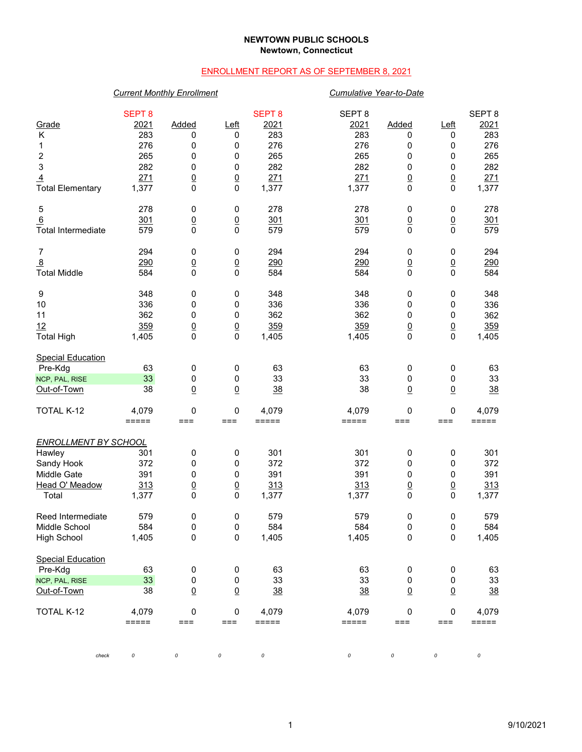**NEWTOWN PUBLIC SCHOOLS**
**Newtown, Connecticut**

ENROLLMENT REPORT AS OF SEPTEMBER 8, 2021

| | *Current Monthly Enrollment* | | | | *Cumulative Year-to-Date* | | | |
|---|---|---|---|---|---|---|---|---|
| Grade | SEPT 8 2021 | Added | Left | SEPT 8 2021 | SEPT 8 2021 | Added | Left | SEPT 8 2021 |
| K | 283 | 0 | 0 | 283 | 283 | 0 | 0 | 283 |
| 1 | 276 | 0 | 0 | 276 | 276 | 0 | 0 | 276 |
| 2 | 265 | 0 | 0 | 265 | 265 | 0 | 0 | 265 |
| 3 | 282 | 0 | 0 | 282 | 282 | 0 | 0 | 282 |
| 4 | 271 | 0 | 0 | 271 | 271 | 0 | 0 | 271 |
| Total Elementary | 1,377 | 0 | 0 | 1,377 | 1,377 | 0 | 0 | 1,377 |
| 5 | 278 | 0 | 0 | 278 | 278 | 0 | 0 | 278 |
| 6 | 301 | 0 | 0 | 301 | 301 | 0 | 0 | 301 |
| Total Intermediate | 579 | 0 | 0 | 579 | 579 | 0 | 0 | 579 |
| 7 | 294 | 0 | 0 | 294 | 294 | 0 | 0 | 294 |
| 8 | 290 | 0 | 0 | 290 | 290 | 0 | 0 | 290 |
| Total Middle | 584 | 0 | 0 | 584 | 584 | 0 | 0 | 584 |
| 9 | 348 | 0 | 0 | 348 | 348 | 0 | 0 | 348 |
| 10 | 336 | 0 | 0 | 336 | 336 | 0 | 0 | 336 |
| 11 | 362 | 0 | 0 | 362 | 362 | 0 | 0 | 362 |
| 12 | 359 | 0 | 0 | 359 | 359 | 0 | 0 | 359 |
| Total High | 1,405 | 0 | 0 | 1,405 | 1,405 | 0 | 0 | 1,405 |
| Special Education | | | | | | | | |
| Pre-Kdg | 63 | 0 | 0 | 63 | 63 | 0 | 0 | 63 |
| NCP, PAL, RISE | 33 | 0 | 0 | 33 | 33 | 0 | 0 | 33 |
| Out-of-Town | 38 | 0 | 0 | 38 | 38 | 0 | 0 | 38 |
| TOTAL K-12 | 4,079 | 0 | 0 | 4,079 | 4,079 | 0 | 0 | 4,079 |

| *ENROLLMENT BY SCHOOL* | | | | | | | | |
|---|---|---|---|---|---|---|---|---|
| Hawley | 301 | 0 | 0 | 301 | 301 | 0 | 0 | 301 |
| Sandy Hook | 372 | 0 | 0 | 372 | 372 | 0 | 0 | 372 |
| Middle Gate | 391 | 0 | 0 | 391 | 391 | 0 | 0 | 391 |
| Head O' Meadow | 313 | 0 | 0 | 313 | 313 | 0 | 0 | 313 |
| Total | 1,377 | 0 | 0 | 1,377 | 1,377 | 0 | 0 | 1,377 |
| Reed Intermediate | 579 | 0 | 0 | 579 | 579 | 0 | 0 | 579 |
| Middle School | 584 | 0 | 0 | 584 | 584 | 0 | 0 | 584 |
| High School | 1,405 | 0 | 0 | 1,405 | 1,405 | 0 | 0 | 1,405 |
| Special Education | | | | | | | | |
| Pre-Kdg | 63 | 0 | 0 | 63 | 63 | 0 | 0 | 63 |
| NCP, PAL, RISE | 33 | 0 | 0 | 33 | 33 | 0 | 0 | 33 |
| Out-of-Town | 38 | 0 | 0 | 38 | 38 | 0 | 0 | 38 |
| TOTAL K-12 | 4,079 | 0 | 0 | 4,079 | 4,079 | 0 | 0 | 4,079 |
| *check* | *0* | *0* | *0* | *0* | *0* | *0* | *0* | *0* |

9/10/2021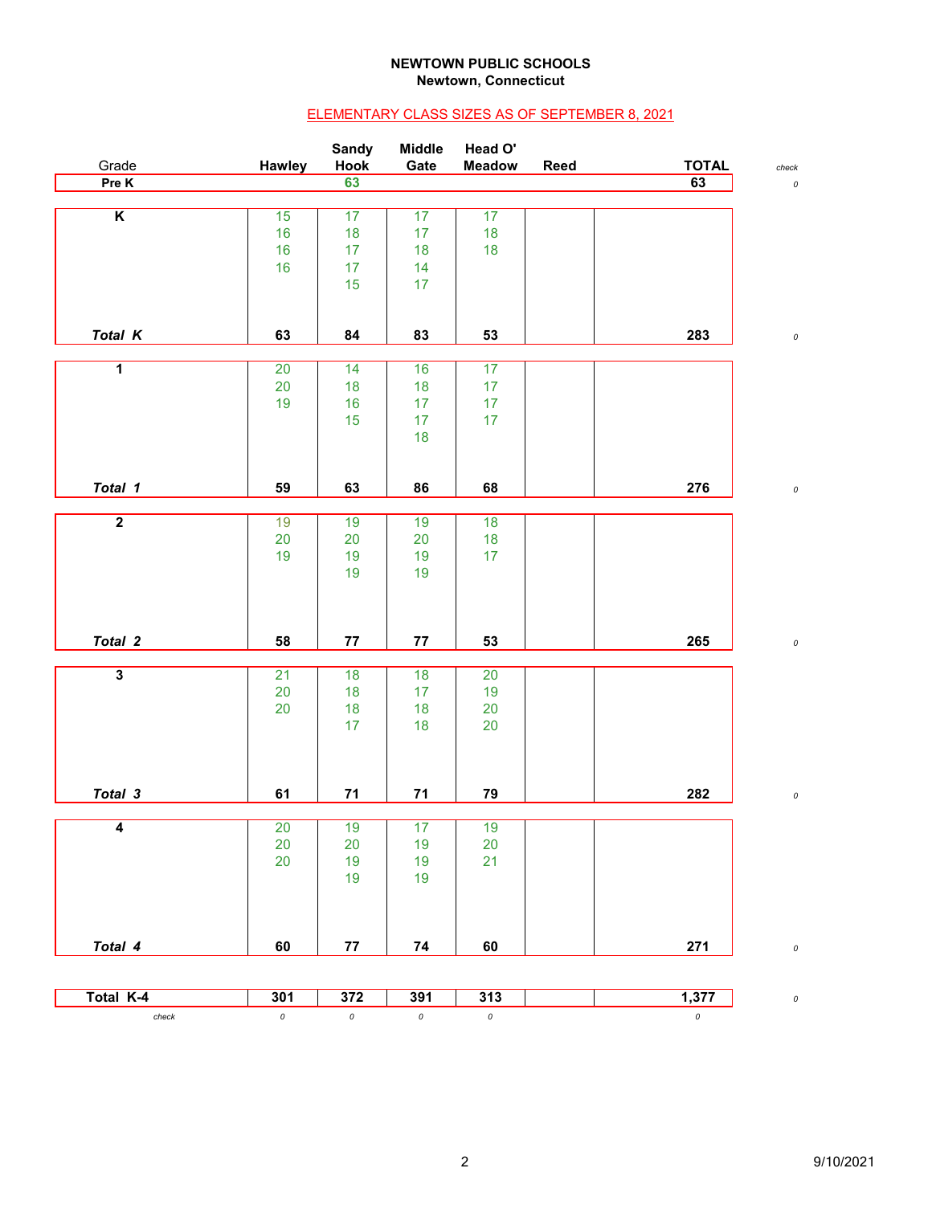**NEWTOWN PUBLIC SCHOOLS**
**Newtown, Connecticut**

ELEMENTARY CLASS SIZES AS OF SEPTEMBER 8, 2021

| Grade | Hawley | Sandy Hook | Middle Gate | Head O' Meadow | Reed | TOTAL | check |
|---|---|---|---|---|---|---|---|
| **Pre K** | | **63** | | | | **63** | *0* |
| **K** | 15 | 17 | 17 | 17 | | | |
| | 16 | 18 | 17 | 18 | | | |
| | 16 | 17 | 18 | 18 | | | |
| | 16 | 17 | 14 | | | | |
| | | 15 | 17 | | | | |
| ***Total K*** | **63** | **84** | **83** | **53** | | **283** | *0* |
| **1** | 20 | 14 | 16 | 17 | | | |
| | 20 | 18 | 18 | 17 | | | |
| | 19 | 16 | 17 | 17 | | | |
| | | 15 | 17 | 17 | | | |
| | | | 18 | | | | |
| ***Total 1*** | **59** | **63** | **86** | **68** | | **276** | *0* |
| **2** | 19 | 19 | 19 | 18 | | | |
| | 20 | 20 | 20 | 18 | | | |
| | 19 | 19 | 19 | 17 | | | |
| | | 19 | 19 | | | | |
| ***Total 2*** | **58** | **77** | **77** | **53** | | **265** | *0* |
| **3** | 21 | 18 | 18 | 20 | | | |
| | 20 | 18 | 17 | 19 | | | |
| | 20 | 18 | 18 | 20 | | | |
| | | 17 | 18 | 20 | | | |
| ***Total 3*** | **61** | **71** | **71** | **79** | | **282** | *0* |
| **4** | 20 | 19 | 17 | 19 | | | |
| | 20 | 20 | 19 | 20 | | | |
| | 20 | 19 | 19 | 21 | | | |
| | | 19 | 19 | | | | |
| ***Total 4*** | **60** | **77** | **74** | **60** | | **271** | *0* |
| **Total K-4** | **301** | **372** | **391** | **313** | | **1,377** | *0* |
| *check* | *0* | *0* | *0* | *0* | | *0* | |

9/10/2021